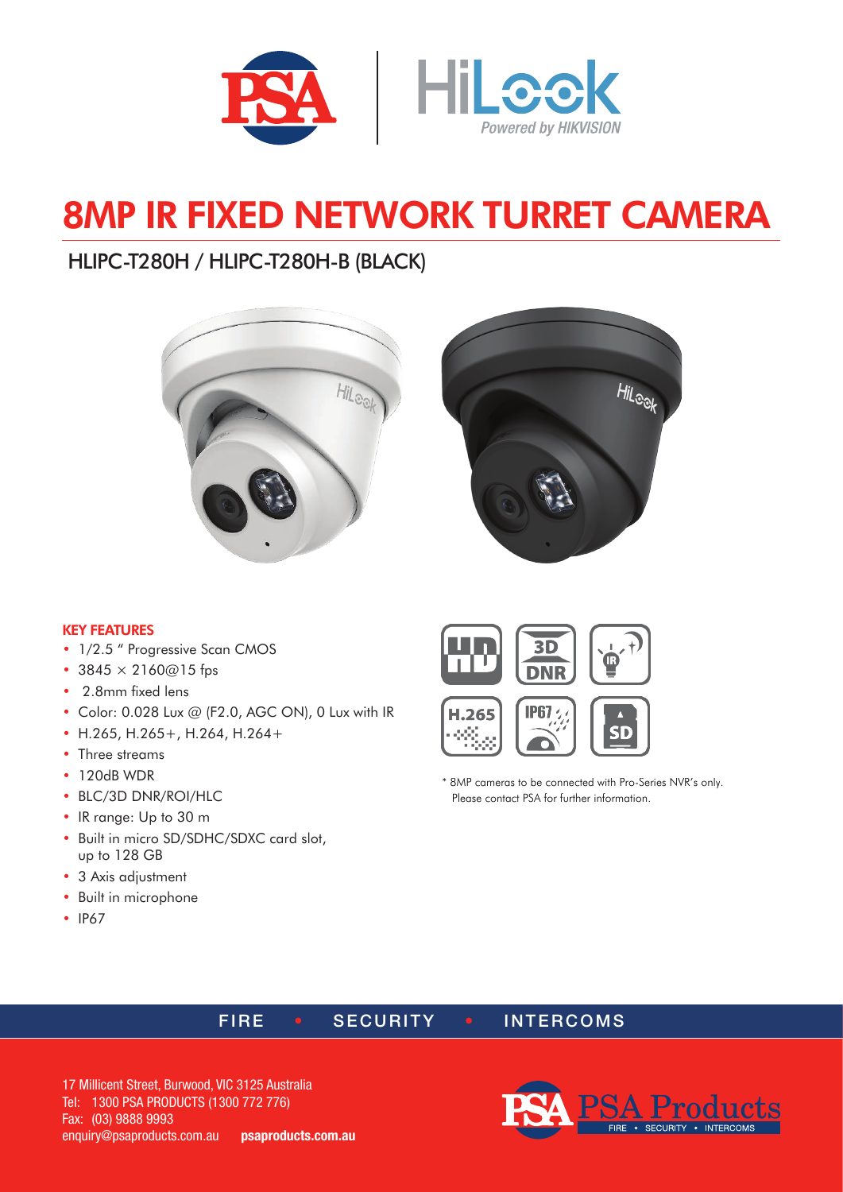# 8MP IR FIXED NETWORK TURRET CAMERA

## HLIPC-T280H / HLIPC-T280H-B (BLACK)

### KEY FEATURES

- 1/2.5 " Progressive Scan CMOS
- 3845 × 2160@15 fps
- 2.8mm fixed lens
- Color: 0.028 Lux @ (F2.0, AGC ON), 0 Lux with IR
- H.265, H.265+, H.264, H.264+
- Three streams
- 120dB WDR
- BLC/3D DNR/ROI/HLC
- IR range: Up to 30 m
- Built in micro SD/SDHC/SDXC card slot, up to 128 GB
- 3 Axis adjustment
- Built in microphone
- IP67

\* 8MP cameras to be connected with Pro-Series NVR's only. Please contact PSA for further information.

FIRE • SECURITY • INTERCOMS

17 Millicent Street, Burwood, VIC 3125 Australia
Tel: 1300 PSA PRODUCTS (1300 772 776)
Fax: (03) 9888 9993
enquiry@psaproducts.com.au **psaproducts.com.au**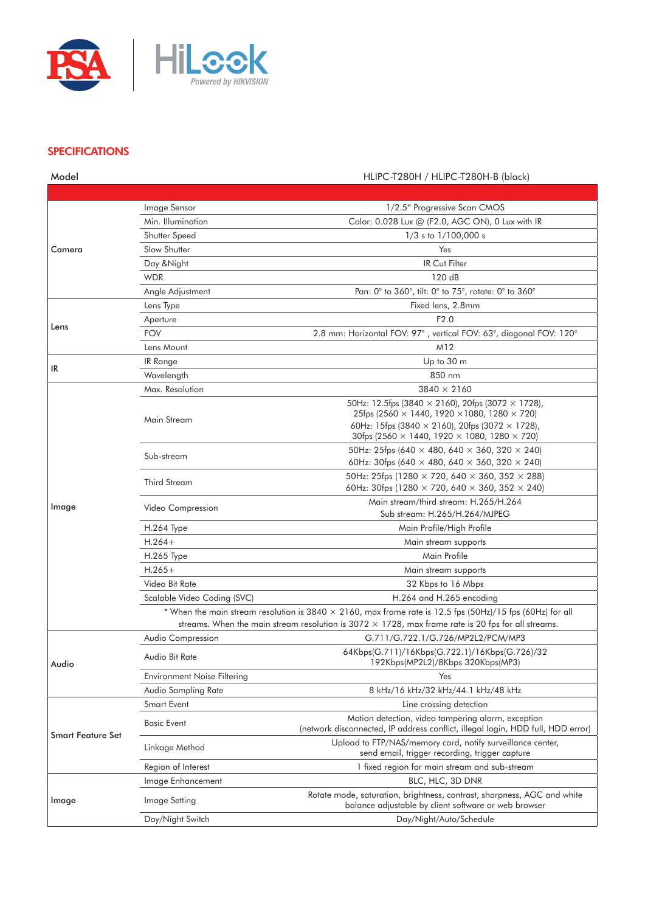## SPECIFICATIONS

| Model | | HLIPC-T280H / HLIPC-T280H-B (black) |
|---|---|---|
| Camera | Image Sensor | 1/2.5" Progressive Scan CMOS |
| | Min. Illumination | Color: 0.028 Lux @ (F2.0, AGC ON), 0 Lux with IR |
| | Shutter Speed | 1/3 s to 1/100,000 s |
| | Slow Shutter | Yes |
| | Day &Night | IR Cut Filter |
| | WDR | 120 dB |
| | Angle Adjustment | Pan: 0° to 360°, tilt: 0° to 75°, rotate: 0° to 360° |
| Lens | Lens Type | Fixed lens, 2.8mm |
| | Aperture | F2.0 |
| | FOV | 2.8 mm: Horizontal FOV: 97° , vertical FOV: 63°, diagonal FOV: 120° |
| | Lens Mount | M12 |
| IR | IR Range | Up to 30 m |
| | Wavelength | 850 nm |
| Image | Max. Resolution | 3840 × 2160 |
| | Main Stream | 50Hz: 12.5fps (3840 × 2160), 20fps (3072 × 1728), 25fps (2560 × 1440, 1920 ×1080, 1280 × 720) 60Hz: 15fps (3840 × 2160), 20fps (3072 × 1728), 30fps (2560 × 1440, 1920 × 1080, 1280 × 720) |
| | Sub-stream | 50Hz: 25fps (640 × 480, 640 × 360, 320 × 240) 60Hz: 30fps (640 × 480, 640 × 360, 320 × 240) |
| | Third Stream | 50Hz: 25fps (1280 × 720, 640 × 360, 352 × 288) 60Hz: 30fps (1280 × 720, 640 × 360, 352 × 240) |
| | Video Compression | Main stream/third stream: H.265/H.264 Sub stream: H.265/H.264/MJPEG |
| | H.264 Type | Main Profile/High Profile |
| | H.264+ | Main stream supports |
| | H.265 Type | Main Profile |
| | H.265+ | Main stream supports |
| | Video Bit Rate | 32 Kbps to 16 Mbps |
| | Scalable Video Coding (SVC) | H.264 and H.265 encoding |
| | * When the main stream resolution is 3840 × 2160, max frame rate is 12.5 fps (50Hz)/15 fps (60Hz) for all streams. When the main stream resolution is 3072 × 1728, max frame rate is 20 fps for all streams. | |
| Audio | Audio Compression | G.711/G.722.1/G.726/MP2L2/PCM/MP3 |
| | Audio Bit Rate | 64Kbps(G.711)/16Kbps(G.722.1)/16Kbps(G.726)/32 192Kbps(MP2L2)/8Kbps 320Kbps(MP3) |
| | Environment Noise Filtering | Yes |
| | Audio Sampling Rate | 8 kHz/16 kHz/32 kHz/44.1 kHz/48 kHz |
| Smart Feature Set | Smart Event | Line crossing detection |
| | Basic Event | Motion detection, video tampering alarm, exception (network disconnected, IP address conflict, illegal login, HDD full, HDD error) |
| | Linkage Method | Upload to FTP/NAS/memory card, notify surveillance center, send email, trigger recording, trigger capture |
| | Region of Interest | 1 fixed region for main stream and sub-stream |
| Image | Image Enhancement | BLC, HLC, 3D DNR |
| | Image Setting | Rotate mode, saturation, brightness, contrast, sharpness, AGC and white balance adjustable by client software or web browser |
| | Day/Night Switch | Day/Night/Auto/Schedule |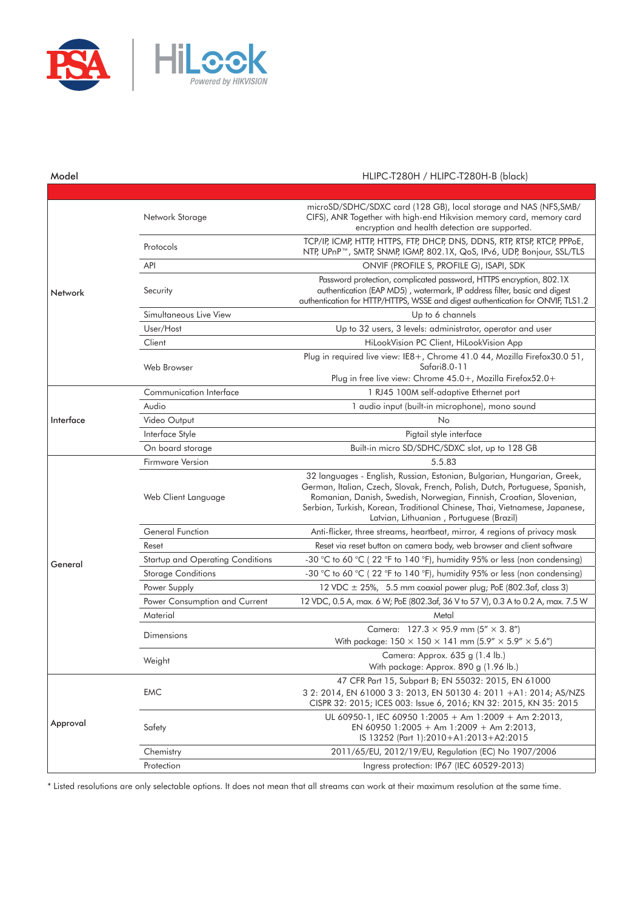| Model | | HLIPC-T280H / HLIPC-T280H-B (black) |
|---|---|---|
| Network | Network Storage | microSD/SDHC/SDXC card (128 GB), local storage and NAS (NFS,SMB/ CIFS), ANR Together with high-end Hikvision memory card, memory card encryption and health detection are supported. |
| | Protocols | TCP/IP, ICMP, HTTP, HTTPS, FTP, DHCP, DNS, DDNS, RTP, RTSP, RTCP, PPPoE, NTP, UPnP™, SMTP, SNMP, IGMP, 802.1X, QoS, IPv6, UDP, Bonjour, SSL/TLS |
| | API | ONVIF (PROFILE S, PROFILE G), ISAPI, SDK |
| | Security | Password protection, complicated password, HTTPS encryption, 802.1X authentication (EAP MD5) , watermark, IP address filter, basic and digest authentication for HTTP/HTTPS, WSSE and digest authentication for ONVIF, TLS1.2 |
| | Simultaneous Live View | Up to 6 channels |
| | User/Host | Up to 32 users, 3 levels: administrator, operator and user |
| | Client | HiLookVision PC Client, HiLookVision App |
| | Web Browser | Plug in required live view: IE8+, Chrome 41.0 44, Mozilla Firefox30.0 51, Safari8.0-11<br>Plug in free live view: Chrome 45.0+, Mozilla Firefox52.0+ |
| Interface | Communication Interface | 1 RJ45 100M self-adaptive Ethernet port |
| | Audio | 1 audio input (built-in microphone), mono sound |
| | Video Output | No |
| | Interface Style | Pigtail style interface |
| | On board storage | Built-in micro SD/SDHC/SDXC slot, up to 128 GB |
| General | Firmware Version | 5.5.83 |
| | Web Client Language | 32 languages - English, Russian, Estonian, Bulgarian, Hungarian, Greek, German, Italian, Czech, Slovak, French, Polish, Dutch, Portuguese, Spanish, Romanian, Danish, Swedish, Norwegian, Finnish, Croatian, Slovenian, Serbian, Turkish, Korean, Traditional Chinese, Thai, Vietnamese, Japanese, Latvian, Lithuanian , Portuguese (Brazil) |
| | General Function | Anti-flicker, three streams, heartbeat, mirror, 4 regions of privacy mask |
| | Reset | Reset via reset button on camera body, web browser and client software |
| | Startup and Operating Conditions | -30 °C to 60 °C ( 22 °F to 140 °F), humidity 95% or less (non condensing) |
| | Storage Conditions | -30 °C to 60 °C ( 22 °F to 140 °F), humidity 95% or less (non condensing) |
| | Power Supply | 12 VDC ± 25%, 5.5 mm coaxial power plug; PoE (802.3af, class 3) |
| | Power Consumption and Current | 12 VDC, 0.5 A, max. 6 W; PoE (802.3af, 36 V to 57 V), 0.3 A to 0.2 A, max. 7.5 W |
| | Material | Metal |
| | Dimensions | Camera: 127.3 × 95.9 mm (5" × 3. 8")<br>With package: 150 × 150 × 141 mm (5.9" × 5.9" × 5.6") |
| | Weight | Camera: Approx. 635 g (1.4 lb.)<br>With package: Approx. 890 g (1.96 lb.) |
| Approval | EMC | 47 CFR Part 15, Subpart B; EN 55032: 2015, EN 61000 3 2: 2014, EN 61000 3 3: 2013, EN 50130 4: 2011 +A1: 2014; AS/NZS CISPR 32: 2015; ICES 003: Issue 6, 2016; KN 32: 2015, KN 35: 2015 |
| | Safety | UL 60950-1, IEC 60950 1:2005 + Am 1:2009 + Am 2:2013, EN 60950 1:2005 + Am 1:2009 + Am 2:2013, IS 13252 (Part 1):2010+A1:2013+A2:2015 |
| | Chemistry | 2011/65/EU, 2012/19/EU, Regulation (EC) No 1907/2006 |
| | Protection | Ingress protection: IP67 (IEC 60529-2013) |

* Listed resolutions are only selectable options. It does not mean that all streams can work at their maximum resolution at the same time.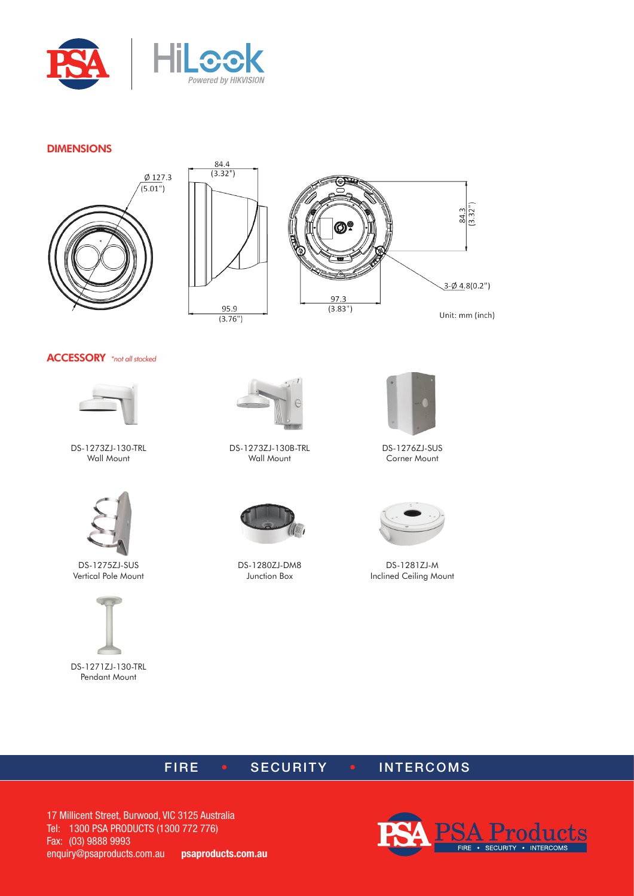## DIMENSIONS

Ø 127.3
(5.01")

84.4
(3.32")

95.9
(3.76")

84.3
(3.32")

97.3
(3.83")

3-Ø 4.8(0.2")

Unit: mm (inch)

## ACCESSORY *\*not all stocked*

DS-1273ZJ-130-TRL
Wall Mount

DS-1273ZJ-130B-TRL
Wall Mount

DS-1276ZJ-SUS
Corner Mount

DS-1275ZJ-SUS
Vertical Pole Mount

DS-1280ZJ-DM8
Junction Box

DS-1281ZJ-M
Inclined Ceiling Mount

DS-1271ZJ-130-TRL
Pendant Mount

FIRE • SECURITY • INTERCOMS

17 Millicent Street, Burwood, VIC 3125 Australia
Tel: 1300 PSA PRODUCTS (1300 772 776)
Fax: (03) 9888 9993
enquiry@psaproducts.com.au **psaproducts.com.au**